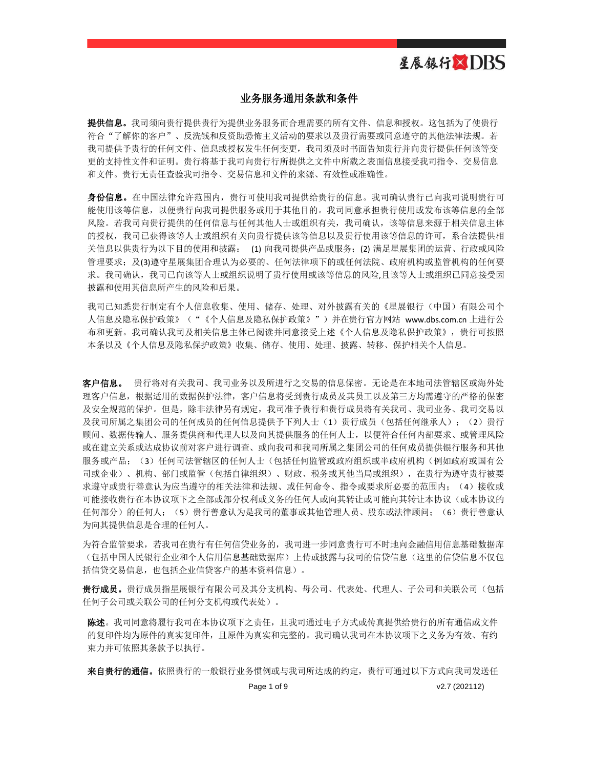# 业务服务通用条款和条件

**提供信息。**我司须向贵行提供贵行为提供业务服务而合理需要的所有文件、信息和授权。这包括为了使贵行符合"了解你的客户"、反洗钱和反资助恐怖主义活动的要求以及贵行需要或同意遵守的其他法律法规。若我司提供予贵行的任何文件、信息或授权发生任何变更，我司须及时书面告知贵行并向贵行提供任何该等变更的支持性文件和证明。贵行将基于我司向贵行行所提供之文件中所载之表面信息接受我司指令、交易信息和文件。贵行无责任查验我司指令、交易信息和文件的来源、有效性或准确性。

**身份信息。**在中国法律允许范围内，贵行可使用我司提供给贵行的信息。我司确认贵行已向我司说明贵行可能使用该等信息，以便贵行向我司提供服务或用于其他目的。我司同意承担贵行使用或发布该等信息的全部风险。若我司向贵行提供的任何信息与任何其他人士或组织有关，我司确认，该等信息来源于相关信息主体的授权，我司已获得该等人士或组织有关向贵行提供该等信息以及贵行使用该等信息的许可，系合法提供相关信息以供贵行为以下目的使用和披露： (1) 向我司提供产品或服务；(2) 满足星展集团的运营、行政或风险管理要求；及(3)遵守星展集团合理认为必要的、任何法律项下的或任何法院、政府机构或监管机构的任何要求。我司确认，我司已向该等人士或组织说明了贵行使用或该等信息的风险,且该等人士或组织已同意接受因披露和使用其信息所产生的风险和后果。

我司已知悉贵行制定有个人信息收集、使用、储存、处理、对外披露有关的《星展银行（中国）有限公司个人信息及隐私保护政策》（"《个人信息及隐私保护政策》"）并在贵行官方网站 www.dbs.com.cn 上进行公布和更新。我司确认我司及相关信息主体已阅读并同意接受上述《个人信息及隐私保护政策》，贵行可按照本条以及《个人信息及隐私保护政策》收集、储存、使用、处理、披露、转移、保护相关个人信息。

**客户信息。** 贵行将对有关我司、我司业务以及所进行之交易的信息保密。无论是在本地司法管辖区或海外处理客户信息，根据适用的数据保护法律，客户信息将受到贵行成员及其员工以及第三方均需遵守的严格的保密及安全规范的保护。但是，除非法律另有规定，我司准予贵行和贵行成员将有关我司、我司业务、我司交易以及我司所属之集团公司的任何成员的任何信息提供予下列人士（1）贵行成员（包括任何继承人）；（2）贵行顾问、数据传输人、服务提供商和代理人以及向其提供服务的任何人士，以便符合任何内部要求、或管理风险或在建立关系或达成协议前对客户进行调查、或向我司和我司所属之集团公司的任何成员提供银行服务和其他服务或产品；（3）任何司法管辖区的任何人士（包括任何监管或政府组织或半政府机构（例如政府或国有公司或企业）、机构、部门或监管（包括自律组织）、财政、税务或其他当局或组织），在贵行为遵守贵行被要求遵守或贵行善意认为应当遵守的相关法律和法规、或任何命令、指令或要求所必要的范围内；（4）接收或可能接收贵行在本协议项下之全部或部分权利或义务的任何人或向其转让或可能向其转让本协议（或本协议的任何部分）的任何人；（5）贵行善意认为是我司的董事或其他管理人员、股东或法律顾问；（6）贵行善意认为向其提供信息是合理的任何人。

为符合监管要求，若我司在贵行有任何信贷业务的，我司进一步同意贵行可不时地向金融信用信息基础数据库（包括中国人民银行企业和个人信用信息基础数据库）上传或披露与我司的信贷信息（这里的信贷信息不仅包括信贷交易信息，也包括企业信贷客户的基本资料信息）。

**贵行成员。**贵行成员指星展银行有限公司及其分支机构、母公司、代表处、代理人、子公司和关联公司（包括任何子公司或关联公司的任何分支机构或代表处）。

**陈述**。我司同意将履行我司在本协议项下之责任，且我司通过电子方式或传真提供给贵行的所有通信或文件的复印件均为原件的真实复印件，且原件为真实和完整的。我司确认我司在本协议项下之义务为有效、有约束力并可依照其条款予以执行。

**来自贵行的通信。**依照贵行的一般银行业务惯例或与我司所达成的约定，贵行可通过以下方式向我司发送任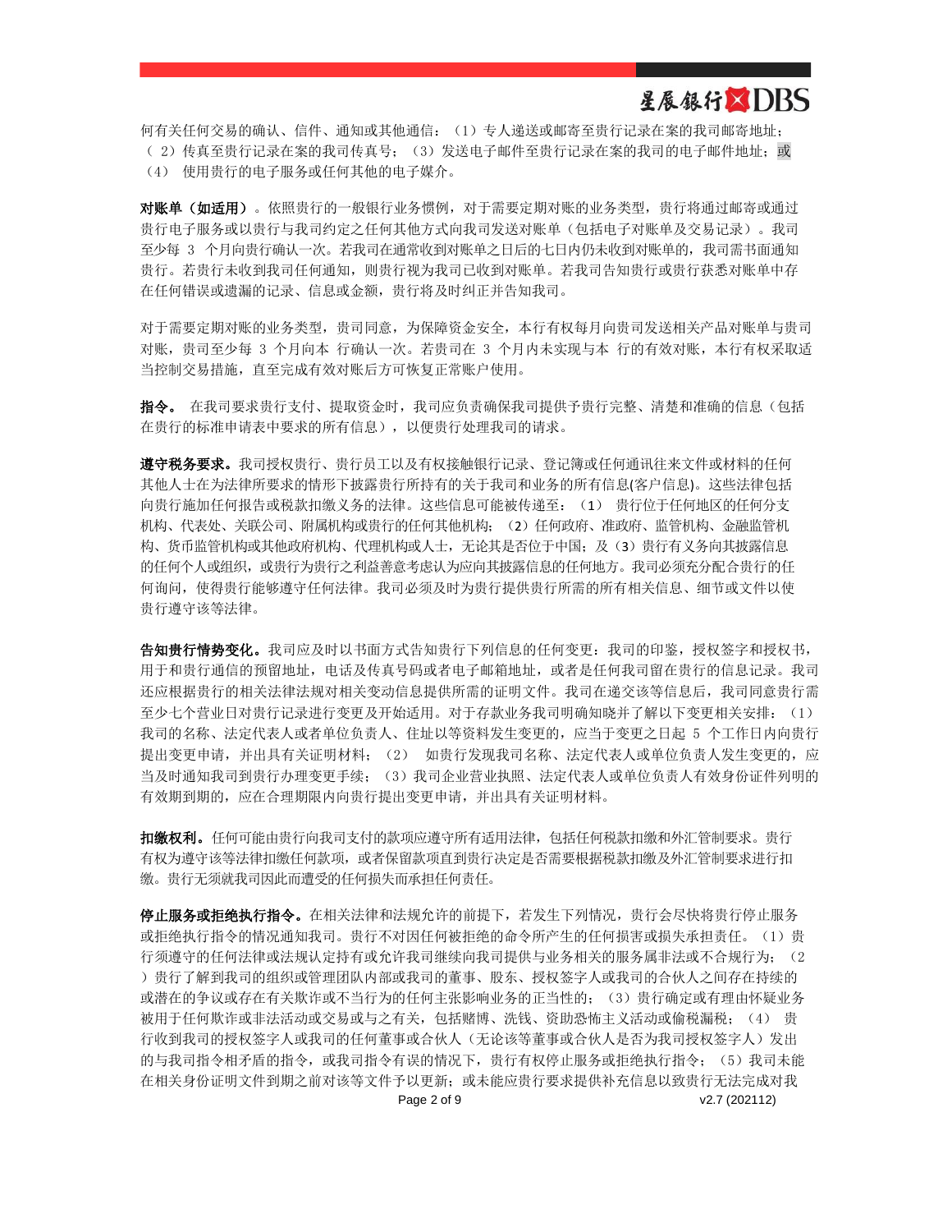何有关任何交易的确认、信件、通知或其他通信：（1）专人递送或邮寄至贵行记录在案的我司邮寄地址；（ 2）传真至贵行记录在案的我司传真号；（3）发送电子邮件至贵行记录在案的我司的电子邮件地址；或（4） 使用贵行的电子服务或任何其他的电子媒介。

**对账单（如适用）**。依照贵行的一般银行业务惯例，对于需要定期对账的业务类型，贵行将通过邮寄或通过贵行电子服务或以贵行与我司约定之任何其他方式向我司发送对账单（包括电子对账单及交易记录）。我司至少每 3 个月向贵行确认一次。若我司在通常收到对账单之日后的七日内仍未收到对账单的，我司需书面通知贵行。若贵行未收到我司任何通知，则贵行视为我司已收到对账单。若我司告知贵行或贵行获悉对账单中存在任何错误或遗漏的记录、信息或金额，贵行将及时纠正并告知我司。

对于需要定期对账的业务类型，贵司同意，为保障资金安全，本行有权每月向贵司发送相关产品对账单与贵司对账，贵司至少每 3 个月向本 行确认一次。若贵司在 3 个月内未实现与本 行的有效对账，本行有权采取适当控制交易措施，直至完成有效对账后方可恢复正常账户使用。

**指令。** 在我司要求贵行支付、提取资金时，我司应负责确保我司提供予贵行完整、清楚和准确的信息（包括在贵行的标准申请表中要求的所有信息），以便贵行处理我司的请求。

**遵守税务要求。**我司授权贵行、贵行员工以及有权接触银行记录、登记簿或任何通讯往来文件或材料的任何其他人士在为法律所要求的情形下披露贵行所持有的关于我司和业务的所有信息(客户信息)。这些法律包括向贵行施加任何报告或税款扣缴义务的法律。这些信息可能被传递至：（1） 贵行位于任何地区的任何分支机构、代表处、关联公司、附属机构或贵行的任何其他机构；（2）任何政府、准政府、监管机构、金融监管机构、货币监管机构或其他政府机构、代理机构或人士，无论其是否位于中国；及（3）贵行有义务向其披露信息的任何个人或组织，或贵行为贵行之利益善意考虑认为应向其披露信息的任何地方。我司必须充分配合贵行的任何询问，使得贵行能够遵守任何法律。我司必须及时为贵行提供贵行所需的所有相关信息、细节或文件以使贵行遵守该等法律。

**告知贵行情势变化。**我司应及时以书面方式告知贵行下列信息的任何变更：我司的印鉴，授权签字和授权书，用于和贵行通信的预留地址，电话及传真号码或者电子邮箱地址，或者是任何我司留在贵行的信息记录。我司还应根据贵行的相关法律法规对相关变动信息提供所需的证明文件。我司在递交该等信息后，我司同意贵行需至少七个营业日对贵行记录进行变更及开始适用。对于存款业务我司明确知晓并了解以下变更相关安排：（1）我司的名称、法定代表人或者单位负责人、住址以等资料发生变更的，应当于变更之日起 5 个工作日内向贵行提出变更申请，并出具有关证明材料；（2） 如贵行发现我司名称、法定代表人或单位负责人发生变更的，应当及时通知我司到贵行办理变更手续；（3）我司企业营业执照、法定代表人或单位负责人有效身份证件列明的有效期到期的，应在合理期限内向贵行提出变更申请，并出具有关证明材料。

**扣缴权利。**任何可能由贵行向我司支付的款项应遵守所有适用法律，包括任何税款扣缴和外汇管制要求。贵行有权为遵守该等法律扣缴任何款项，或者保留款项直到贵行决定是否需要根据税款扣缴及外汇管制要求进行扣缴。贵行无须就我司因此而遭受的任何损失而承担任何责任。

**停止服务或拒绝执行指令。**在相关法律和法规允许的前提下，若发生下列情况，贵行会尽快将贵行停止服务或拒绝执行指令的情况通知我司。贵行不对因任何被拒绝的命令所产生的任何损害或损失承担责任。（1）贵行须遵守的任何法律或法规认定持有或允许我司继续向我司提供与业务相关的服务属非法或不合规行为；（2）贵行了解到我司的组织或管理团队内部或我司的董事、股东、授权签字人或我司的合伙人之间存在持续的或潜在的争议或存在有关欺诈或不当行为的任何主张影响业务的正当性的；（3）贵行确定或有理由怀疑业务被用于任何欺诈或非法活动或交易或与之有关，包括赌博、洗钱、资助恐怖主义活动或偷税漏税；（4） 贵行收到我司的授权签字人或我司的任何董事或合伙人（无论该等董事或合伙人是否为我司授权签字人）发出的与我司指令相矛盾的指令，或我司指令有误的情况下，贵行有权停止服务或拒绝执行指令；（5）我司未能在相关身份证明文件到期之前对该等文件予以更新；或未能应贵行要求提供补充信息以致贵行无法完成对我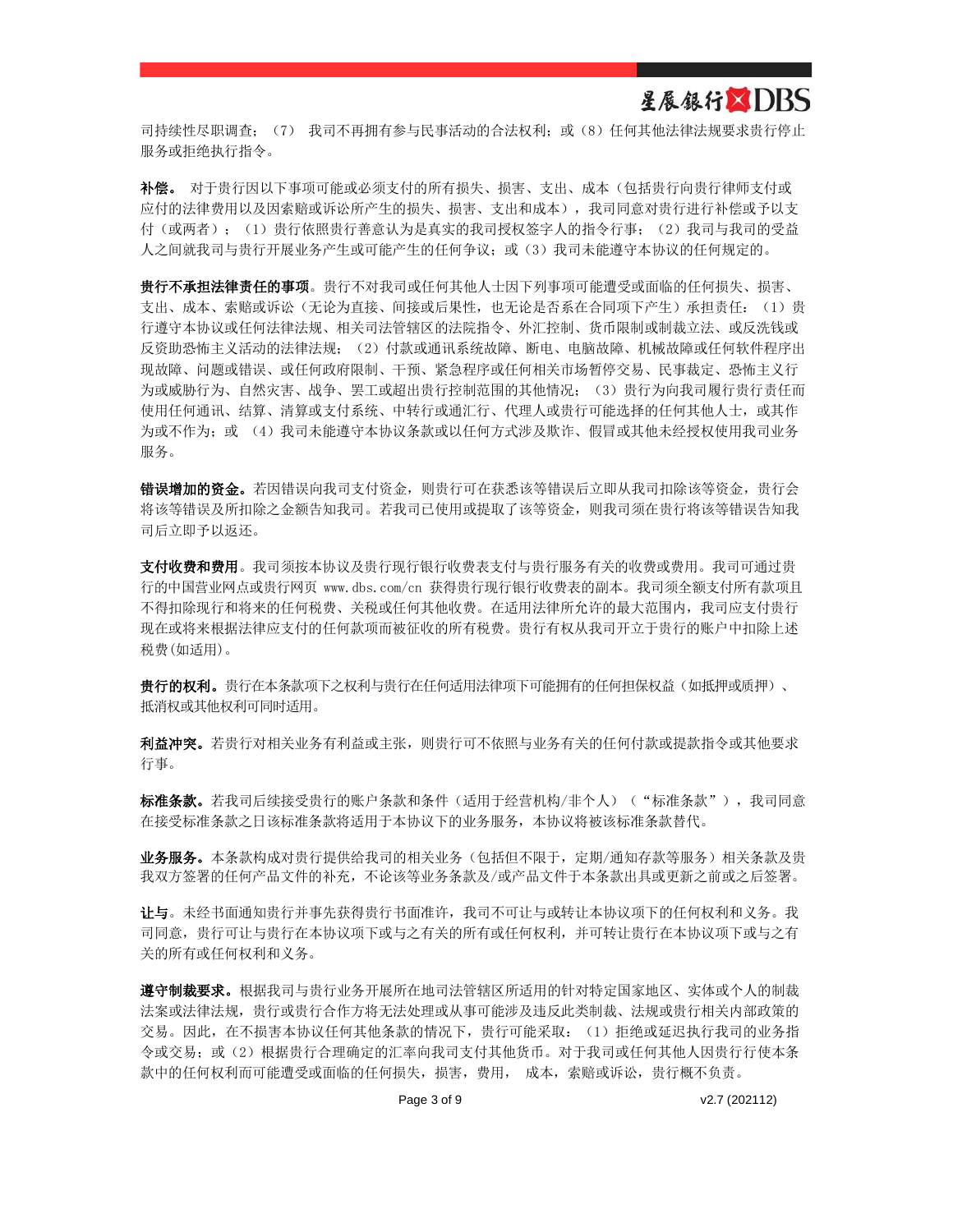司持续性尽职调查；（7） 我司不再拥有参与民事活动的合法权利；或（8）任何其他法律法规要求贵行停止服务或拒绝执行指令。

**补偿。** 对于贵行因以下事项可能或必须支付的所有损失、损害、支出、成本（包括贵行向贵行律师支付或应付的法律费用以及因索赔或诉讼所产生的损失、损害、支出和成本），我司同意对贵行进行补偿或予以支付（或两者）：（1）贵行依照贵行善意认为是真实的我司授权签字人的指令行事；（2）我司与我司的受益人之间就我司与贵行开展业务产生或可能产生的任何争议；或（3）我司未能遵守本协议的任何规定的。

**贵行不承担法律责任的事项**。贵行不对我司或任何其他人士因下列事项可能遭受或面临的任何损失、损害、支出、成本、索赔或诉讼（无论为直接、间接或后果性，也无论是否系在合同项下产生）承担责任：（1）贵行遵守本协议或任何法律法规、相关司法管辖区的法院指令、外汇控制、货币限制或制裁立法、或反洗钱或反资助恐怖主义活动的法律法规；（2）付款或通讯系统故障、断电、电脑故障、机械故障或任何软件程序出现故障、问题或错误、或任何政府限制、干预、紧急程序或任何相关市场暂停交易、民事裁定、恐怖主义行为或威胁行为、自然灾害、战争、罢工或超出贵行控制范围的其他情况；（3）贵行为向我司履行贵行责任而使用任何通讯、结算、清算或支付系统、中转行或通汇行、代理人或贵行可能选择的任何其他人士，或其作为或不作为；或 （4）我司未能遵守本协议条款或以任何方式涉及欺诈、假冒或其他未经授权使用我司业务服务。

**错误增加的资金。**若因错误向我司支付资金，则贵行可在获悉该等错误后立即从我司扣除该等资金，贵行会将该等错误及所扣除之金额告知我司。若我司已使用或提取了该等资金，则我司须在贵行将该等错误告知我司后立即予以返还。

**支付收费和费用**。我司须按本协议及贵行现行银行收费表支付与贵行服务有关的收费或费用。我司可通过贵行的中国营业网点或贵行网页 www.dbs.com/cn 获得贵行现行银行收费表的副本。我司须全额支付所有款项且不得扣除现行和将来的任何税费、关税或任何其他收费。在适用法律所允许的最大范围内，我司应支付贵行现在或将来根据法律应支付的任何款项而被征收的所有税费。贵行有权从我司开立于贵行的账户中扣除上述税费(如适用)。

**贵行的权利。**贵行在本条款项下之权利与贵行在任何适用法律项下可能拥有的任何担保权益（如抵押或质押）、抵消权或其他权利可同时适用。

**利益冲突。**若贵行对相关业务有利益或主张，则贵行可不依照与业务有关的任何付款或提款指令或其他要求行事。

**标准条款。**若我司后续接受贵行的账户条款和条件（适用于经营机构/非个人）（“标准条款”），我司同意在接受标准条款之日该标准条款将适用于本协议下的业务服务，本协议将被该标准条款替代。

**业务服务。**本条款构成对贵行提供给我司的相关业务（包括但不限于，定期/通知存款等服务）相关条款及贵我双方签署的任何产品文件的补充，不论该等业务条款及/或产品文件于本条款出具或更新之前或之后签署。

**让与**。未经书面通知贵行并事先获得贵行书面准许，我司不可让与或转让本协议项下的任何权利和义务。我司同意，贵行可让与贵行在本协议项下或与之有关的所有或任何权利，并可转让贵行在本协议项下或与之有关的所有或任何权利和义务。

**遵守制裁要求。**根据我司与贵行业务开展所在地司法管辖区所适用的针对特定国家地区、实体或个人的制裁法案或法律法规，贵行或贵行合作方将无法处理或从事可能涉及违反此类制裁、法规或贵行相关内部政策的交易。因此，在不损害本协议任何其他条款的情况下，贵行可能采取：（1）拒绝或延迟执行我司的业务指令或交易；或（2）根据贵行合理确定的汇率向我司支付其他货币。对于我司或任何其他人因贵行行使本条款中的任何权利而可能遭受或面临的任何损失，损害，费用， 成本，索赔或诉讼，贵行概不负责。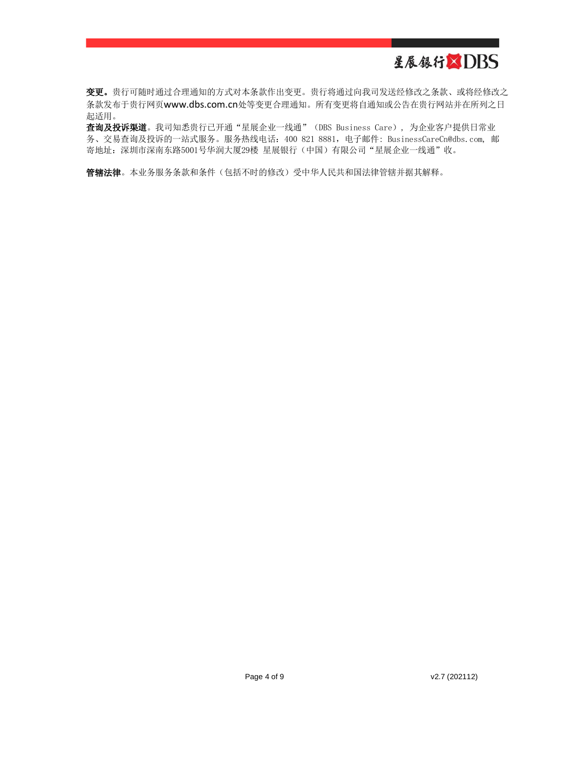**变更。**贵行可随时通过合理通知的方式对本条款作出变更。贵行将通过向我司发送经修改之条款、或将经修改之条款发布于贵行网页www.dbs.com.cn处等变更合理通知。所有变更将自通知或公告在贵行网站并在所列之日起适用。

**查询及投诉渠道**。我司知悉贵行已开通“星展企业一线通”（DBS Business Care）, 为企业客户提供日常业务、交易查询及投诉的一站式服务。服务热线电话：400 821 8881，电子邮件: BusinessCareCn@dbs.com, 邮寄地址：深圳市深南东路5001号华润大厦29楼 星展银行（中国）有限公司“星展企业一线通”收。

**管辖法律**。本业务服务条款和条件（包括不时的修改）受中华人民共和国法律管辖并据其解释。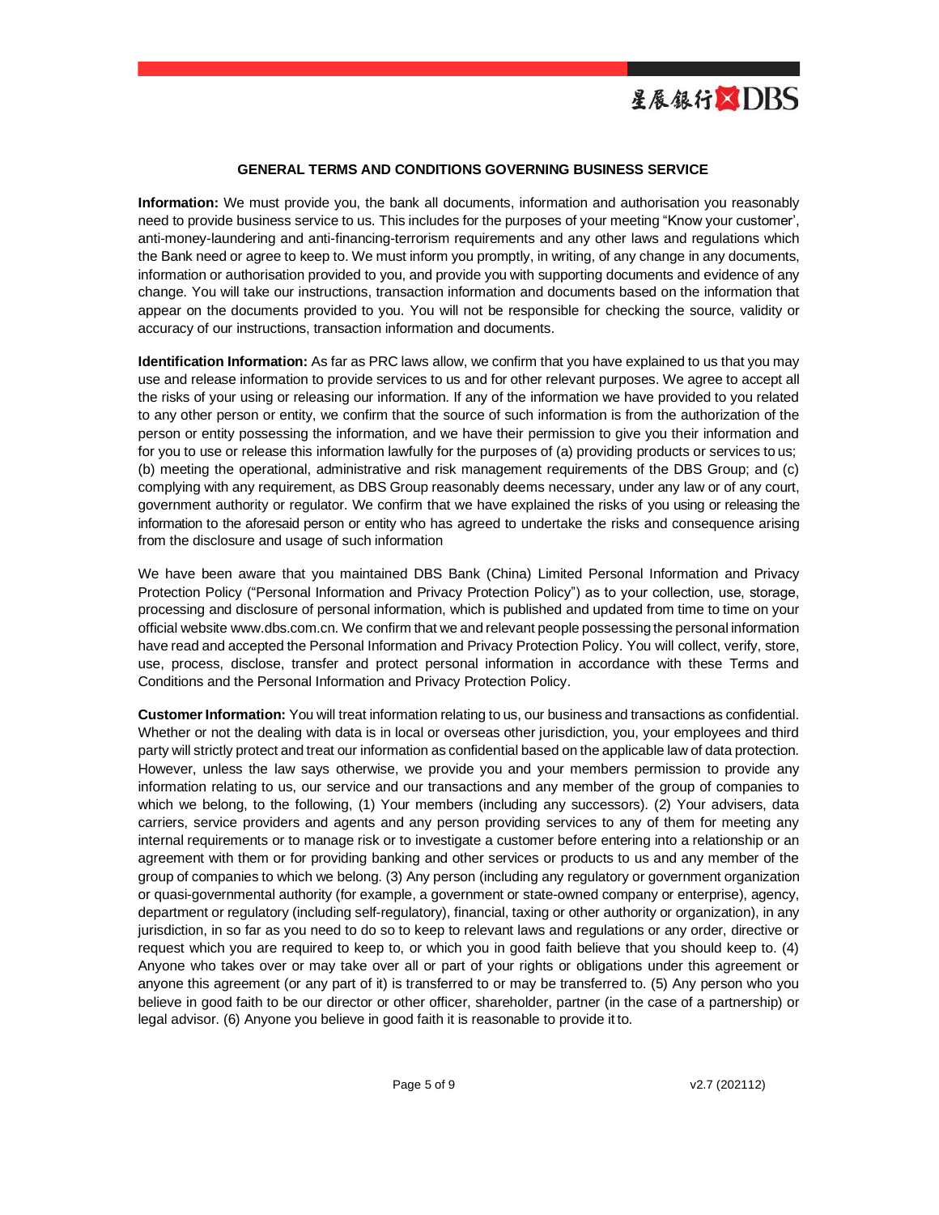**GENERAL TERMS AND CONDITIONS GOVERNING BUSINESS SERVICE**

**Information:** We must provide you, the bank all documents, information and authorisation you reasonably need to provide business service to us. This includes for the purposes of your meeting "Know your customer', anti-money-laundering and anti-financing-terrorism requirements and any other laws and regulations which the Bank need or agree to keep to. We must inform you promptly, in writing, of any change in any documents, information or authorisation provided to you, and provide you with supporting documents and evidence of any change. You will take our instructions, transaction information and documents based on the information that appear on the documents provided to you. You will not be responsible for checking the source, validity or accuracy of our instructions, transaction information and documents.

**Identification Information:** As far as PRC laws allow, we confirm that you have explained to us that you may use and release information to provide services to us and for other relevant purposes. We agree to accept all the risks of your using or releasing our information. If any of the information we have provided to you related to any other person or entity, we confirm that the source of such information is from the authorization of the person or entity possessing the information, and we have their permission to give you their information and for you to use or release this information lawfully for the purposes of (a) providing products or services to us; (b) meeting the operational, administrative and risk management requirements of the DBS Group; and (c) complying with any requirement, as DBS Group reasonably deems necessary, under any law or of any court, government authority or regulator. We confirm that we have explained the risks of you using or releasing the information to the aforesaid person or entity who has agreed to undertake the risks and consequence arising from the disclosure and usage of such information

We have been aware that you maintained DBS Bank (China) Limited Personal Information and Privacy Protection Policy ("Personal Information and Privacy Protection Policy") as to your collection, use, storage, processing and disclosure of personal information, which is published and updated from time to time on your official website www.dbs.com.cn. We confirm that we and relevant people possessing the personal information have read and accepted the Personal Information and Privacy Protection Policy. You will collect, verify, store, use, process, disclose, transfer and protect personal information in accordance with these Terms and Conditions and the Personal Information and Privacy Protection Policy.

**Customer Information:** You will treat information relating to us, our business and transactions as confidential. Whether or not the dealing with data is in local or overseas other jurisdiction, you, your employees and third party will strictly protect and treat our information as confidential based on the applicable law of data protection. However, unless the law says otherwise, we provide you and your members permission to provide any information relating to us, our service and our transactions and any member of the group of companies to which we belong, to the following, (1) Your members (including any successors). (2) Your advisers, data carriers, service providers and agents and any person providing services to any of them for meeting any internal requirements or to manage risk or to investigate a customer before entering into a relationship or an agreement with them or for providing banking and other services or products to us and any member of the group of companies to which we belong. (3) Any person (including any regulatory or government organization or quasi-governmental authority (for example, a government or state-owned company or enterprise), agency, department or regulatory (including self-regulatory), financial, taxing or other authority or organization), in any jurisdiction, in so far as you need to do so to keep to relevant laws and regulations or any order, directive or request which you are required to keep to, or which you in good faith believe that you should keep to. (4) Anyone who takes over or may take over all or part of your rights or obligations under this agreement or anyone this agreement (or any part of it) is transferred to or may be transferred to. (5) Any person who you believe in good faith to be our director or other officer, shareholder, partner (in the case of a partnership) or legal advisor. (6) Anyone you believe in good faith it is reasonable to provide it to.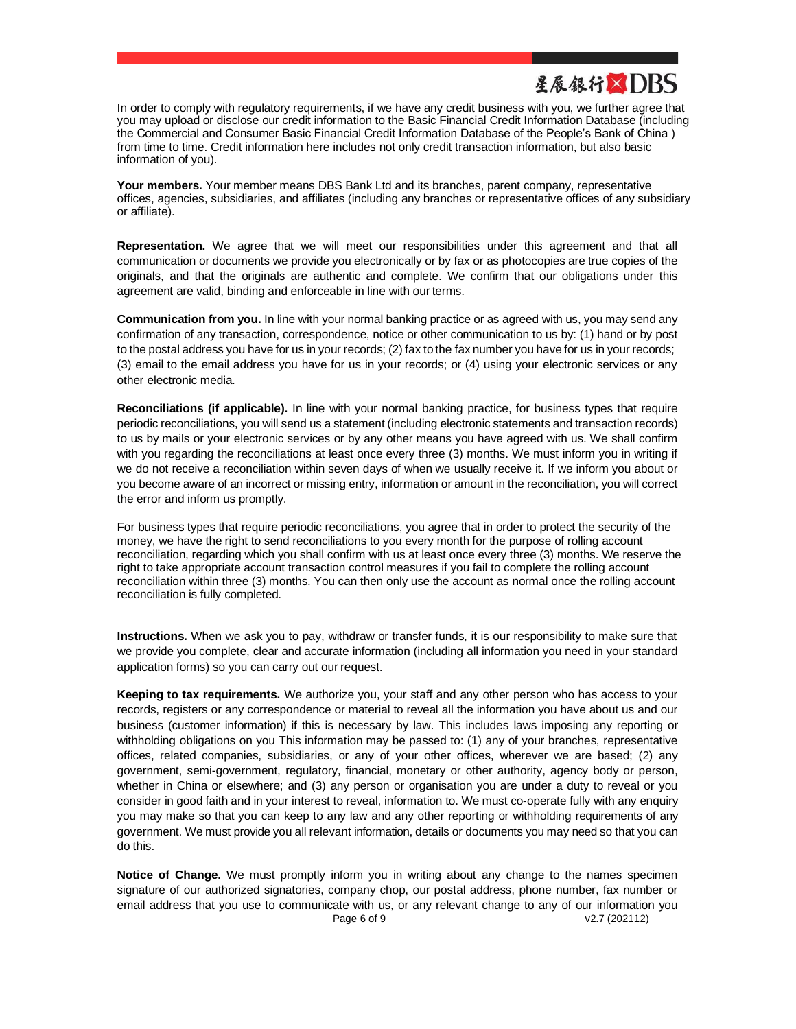In order to comply with regulatory requirements, if we have any credit business with you, we further agree that you may upload or disclose our credit information to the Basic Financial Credit Information Database (including the Commercial and Consumer Basic Financial Credit Information Database of the People's Bank of China ) from time to time. Credit information here includes not only credit transaction information, but also basic information of you).

**Your members.** Your member means DBS Bank Ltd and its branches, parent company, representative offices, agencies, subsidiaries, and affiliates (including any branches or representative offices of any subsidiary or affiliate).

**Representation.** We agree that we will meet our responsibilities under this agreement and that all communication or documents we provide you electronically or by fax or as photocopies are true copies of the originals, and that the originals are authentic and complete. We confirm that our obligations under this agreement are valid, binding and enforceable in line with our terms.

**Communication from you.** In line with your normal banking practice or as agreed with us, you may send any confirmation of any transaction, correspondence, notice or other communication to us by: (1) hand or by post to the postal address you have for us in your records; (2) fax to the fax number you have for us in your records; (3) email to the email address you have for us in your records; or (4) using your electronic services or any other electronic media.

**Reconciliations (if applicable).** In line with your normal banking practice, for business types that require periodic reconciliations, you will send us a statement (including electronic statements and transaction records) to us by mails or your electronic services or by any other means you have agreed with us. We shall confirm with you regarding the reconciliations at least once every three (3) months. We must inform you in writing if we do not receive a reconciliation within seven days of when we usually receive it. If we inform you about or you become aware of an incorrect or missing entry, information or amount in the reconciliation, you will correct the error and inform us promptly.

For business types that require periodic reconciliations, you agree that in order to protect the security of the money, we have the right to send reconciliations to you every month for the purpose of rolling account reconciliation, regarding which you shall confirm with us at least once every three (3) months. We reserve the right to take appropriate account transaction control measures if you fail to complete the rolling account reconciliation within three (3) months. You can then only use the account as normal once the rolling account reconciliation is fully completed.

**Instructions.** When we ask you to pay, withdraw or transfer funds, it is our responsibility to make sure that we provide you complete, clear and accurate information (including all information you need in your standard application forms) so you can carry out our request.

**Keeping to tax requirements.** We authorize you, your staff and any other person who has access to your records, registers or any correspondence or material to reveal all the information you have about us and our business (customer information) if this is necessary by law. This includes laws imposing any reporting or withholding obligations on you This information may be passed to: (1) any of your branches, representative offices, related companies, subsidiaries, or any of your other offices, wherever we are based; (2) any government, semi-government, regulatory, financial, monetary or other authority, agency body or person, whether in China or elsewhere; and (3) any person or organisation you are under a duty to reveal or you consider in good faith and in your interest to reveal, information to. We must co-operate fully with any enquiry you may make so that you can keep to any law and any other reporting or withholding requirements of any government. We must provide you all relevant information, details or documents you may need so that you can do this.

**Notice of Change.** We must promptly inform you in writing about any change to the names specimen signature of our authorized signatories, company chop, our postal address, phone number, fax number or email address that you use to communicate with us, or any relevant change to any of our information you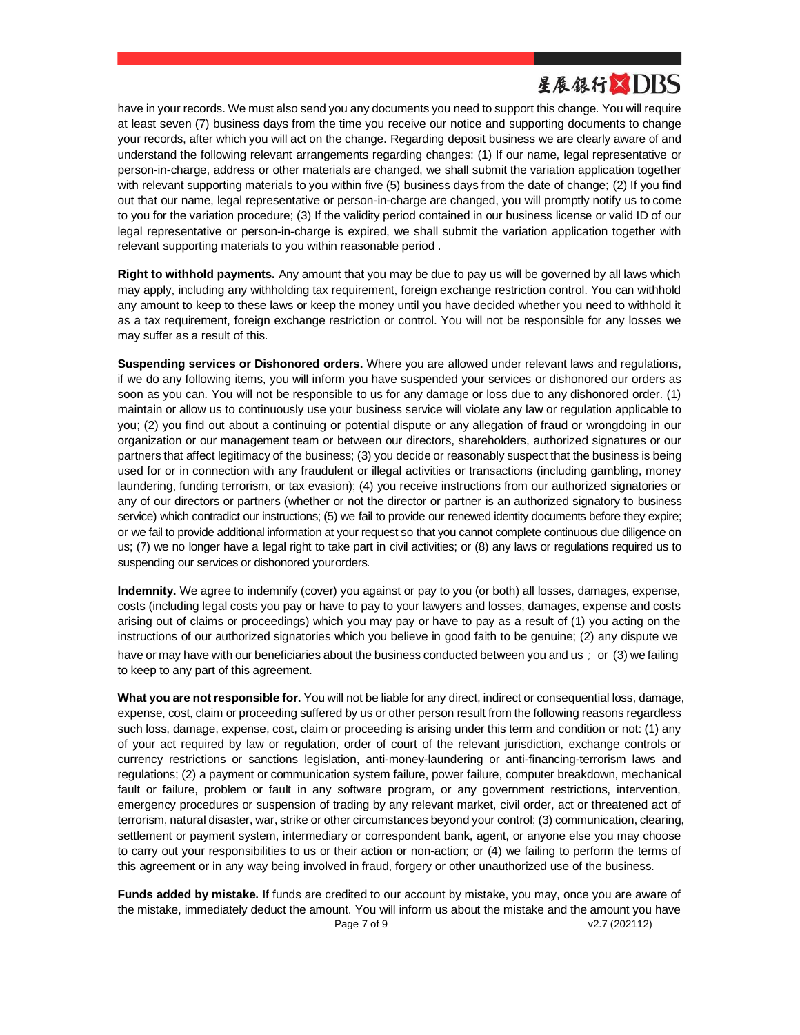have in your records. We must also send you any documents you need to support this change. You will require at least seven (7) business days from the time you receive our notice and supporting documents to change your records, after which you will act on the change. Regarding deposit business we are clearly aware of and understand the following relevant arrangements regarding changes: (1) If our name, legal representative or person-in-charge, address or other materials are changed, we shall submit the variation application together with relevant supporting materials to you within five (5) business days from the date of change; (2) If you find out that our name, legal representative or person-in-charge are changed, you will promptly notify us to come to you for the variation procedure; (3) If the validity period contained in our business license or valid ID of our legal representative or person-in-charge is expired, we shall submit the variation application together with relevant supporting materials to you within reasonable period .

**Right to withhold payments.** Any amount that you may be due to pay us will be governed by all laws which may apply, including any withholding tax requirement, foreign exchange restriction control. You can withhold any amount to keep to these laws or keep the money until you have decided whether you need to withhold it as a tax requirement, foreign exchange restriction or control. You will not be responsible for any losses we may suffer as a result of this.

**Suspending services or Dishonored orders.** Where you are allowed under relevant laws and regulations, if we do any following items, you will inform you have suspended your services or dishonored our orders as soon as you can. You will not be responsible to us for any damage or loss due to any dishonored order. (1) maintain or allow us to continuously use your business service will violate any law or regulation applicable to you; (2) you find out about a continuing or potential dispute or any allegation of fraud or wrongdoing in our organization or our management team or between our directors, shareholders, authorized signatures or our partners that affect legitimacy of the business; (3) you decide or reasonably suspect that the business is being used for or in connection with any fraudulent or illegal activities or transactions (including gambling, money laundering, funding terrorism, or tax evasion); (4) you receive instructions from our authorized signatories or any of our directors or partners (whether or not the director or partner is an authorized signatory to business service) which contradict our instructions; (5) we fail to provide our renewed identity documents before they expire; or we fail to provide additional information at your request so that you cannot complete continuous due diligence on us; (7) we no longer have a legal right to take part in civil activities; or (8) any laws or regulations required us to suspending our services or dishonored yourorders.

**Indemnity.** We agree to indemnify (cover) you against or pay to you (or both) all losses, damages, expense, costs (including legal costs you pay or have to pay to your lawyers and losses, damages, expense and costs arising out of claims or proceedings) which you may pay or have to pay as a result of (1) you acting on the instructions of our authorized signatories which you believe in good faith to be genuine; (2) any dispute we have or may have with our beneficiaries about the business conducted between you and us； or (3) we failing to keep to any part of this agreement.

**What you are not responsible for.** You will not be liable for any direct, indirect or consequential loss, damage, expense, cost, claim or proceeding suffered by us or other person result from the following reasons regardless such loss, damage, expense, cost, claim or proceeding is arising under this term and condition or not: (1) any of your act required by law or regulation, order of court of the relevant jurisdiction, exchange controls or currency restrictions or sanctions legislation, anti-money-laundering or anti-financing-terrorism laws and regulations; (2) a payment or communication system failure, power failure, computer breakdown, mechanical fault or failure, problem or fault in any software program, or any government restrictions, intervention, emergency procedures or suspension of trading by any relevant market, civil order, act or threatened act of terrorism, natural disaster, war, strike or other circumstances beyond your control; (3) communication, clearing, settlement or payment system, intermediary or correspondent bank, agent, or anyone else you may choose to carry out your responsibilities to us or their action or non-action; or (4) we failing to perform the terms of this agreement or in any way being involved in fraud, forgery or other unauthorized use of the business.

**Funds added by mistake.** If funds are credited to our account by mistake, you may, once you are aware of the mistake, immediately deduct the amount. You will inform us about the mistake and the amount you have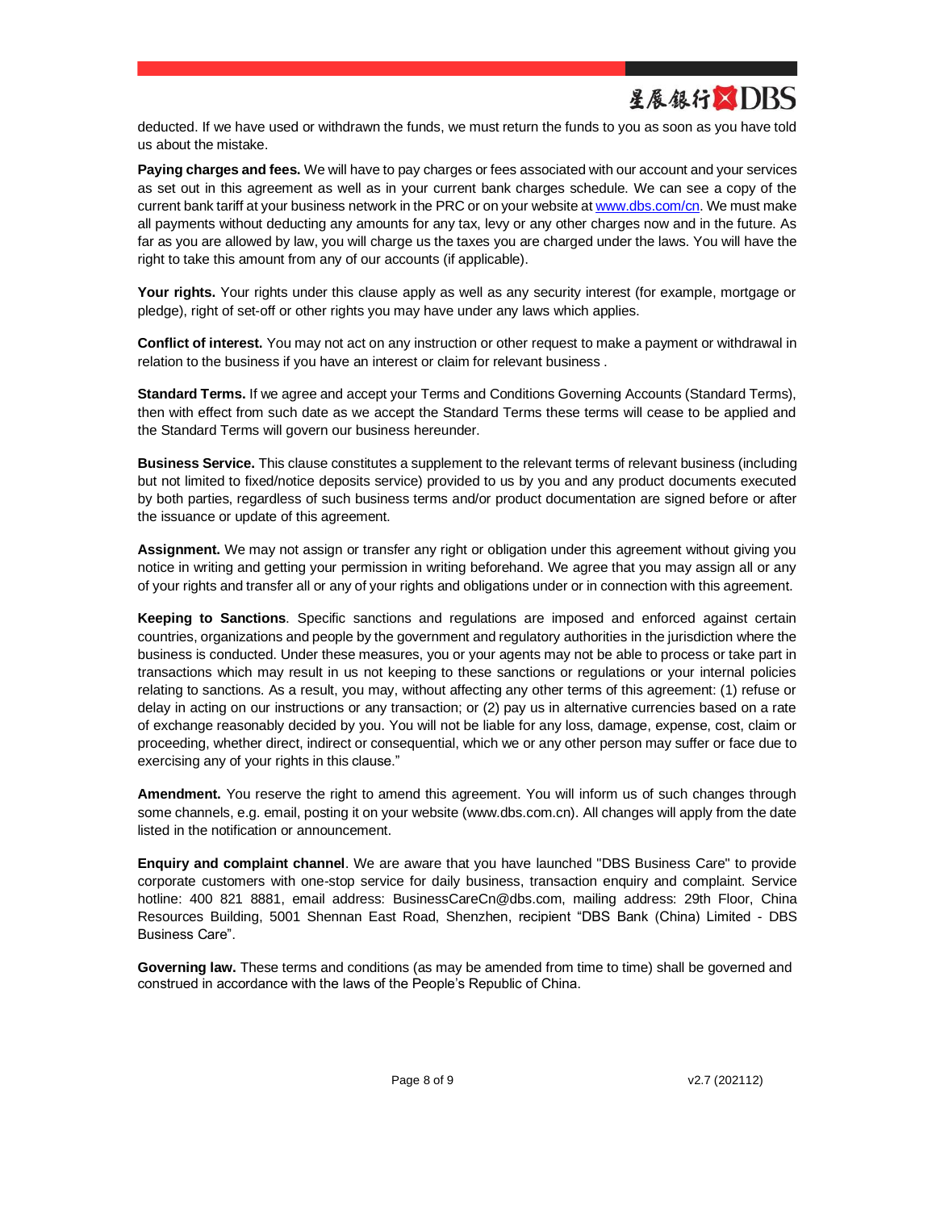deducted. If we have used or withdrawn the funds, we must return the funds to you as soon as you have told us about the mistake.

**Paying charges and fees.** We will have to pay charges or fees associated with our account and your services as set out in this agreement as well as in your current bank charges schedule. We can see a copy of the current bank tariff at your business network in the PRC or on your website at [www.dbs.com/cn](www.dbs.com/cn). We must make all payments without deducting any amounts for any tax, levy or any other charges now and in the future. As far as you are allowed by law, you will charge us the taxes you are charged under the laws. You will have the right to take this amount from any of our accounts (if applicable).

**Your rights.** Your rights under this clause apply as well as any security interest (for example, mortgage or pledge), right of set-off or other rights you may have under any laws which applies.

**Conflict of interest.** You may not act on any instruction or other request to make a payment or withdrawal in relation to the business if you have an interest or claim for relevant business .

**Standard Terms.** If we agree and accept your Terms and Conditions Governing Accounts (Standard Terms), then with effect from such date as we accept the Standard Terms these terms will cease to be applied and the Standard Terms will govern our business hereunder.

**Business Service.** This clause constitutes a supplement to the relevant terms of relevant business (including but not limited to fixed/notice deposits service) provided to us by you and any product documents executed by both parties, regardless of such business terms and/or product documentation are signed before or after the issuance or update of this agreement.

**Assignment.** We may not assign or transfer any right or obligation under this agreement without giving you notice in writing and getting your permission in writing beforehand. We agree that you may assign all or any of your rights and transfer all or any of your rights and obligations under or in connection with this agreement.

**Keeping to Sanctions**. Specific sanctions and regulations are imposed and enforced against certain countries, organizations and people by the government and regulatory authorities in the jurisdiction where the business is conducted. Under these measures, you or your agents may not be able to process or take part in transactions which may result in us not keeping to these sanctions or regulations or your internal policies relating to sanctions. As a result, you may, without affecting any other terms of this agreement: (1) refuse or delay in acting on our instructions or any transaction; or (2) pay us in alternative currencies based on a rate of exchange reasonably decided by you. You will not be liable for any loss, damage, expense, cost, claim or proceeding, whether direct, indirect or consequential, which we or any other person may suffer or face due to exercising any of your rights in this clause."

**Amendment.** You reserve the right to amend this agreement. You will inform us of such changes through some channels, e.g. email, posting it on your website (www.dbs.com.cn). All changes will apply from the date listed in the notification or announcement.

**Enquiry and complaint channel**. We are aware that you have launched "DBS Business Care" to provide corporate customers with one-stop service for daily business, transaction enquiry and complaint. Service hotline: 400 821 8881, email address: BusinessCareCn@dbs.com, mailing address: 29th Floor, China Resources Building, 5001 Shennan East Road, Shenzhen, recipient "DBS Bank (China) Limited - DBS Business Care".

**Governing law.** These terms and conditions (as may be amended from time to time) shall be governed and construed in accordance with the laws of the People's Republic of China.